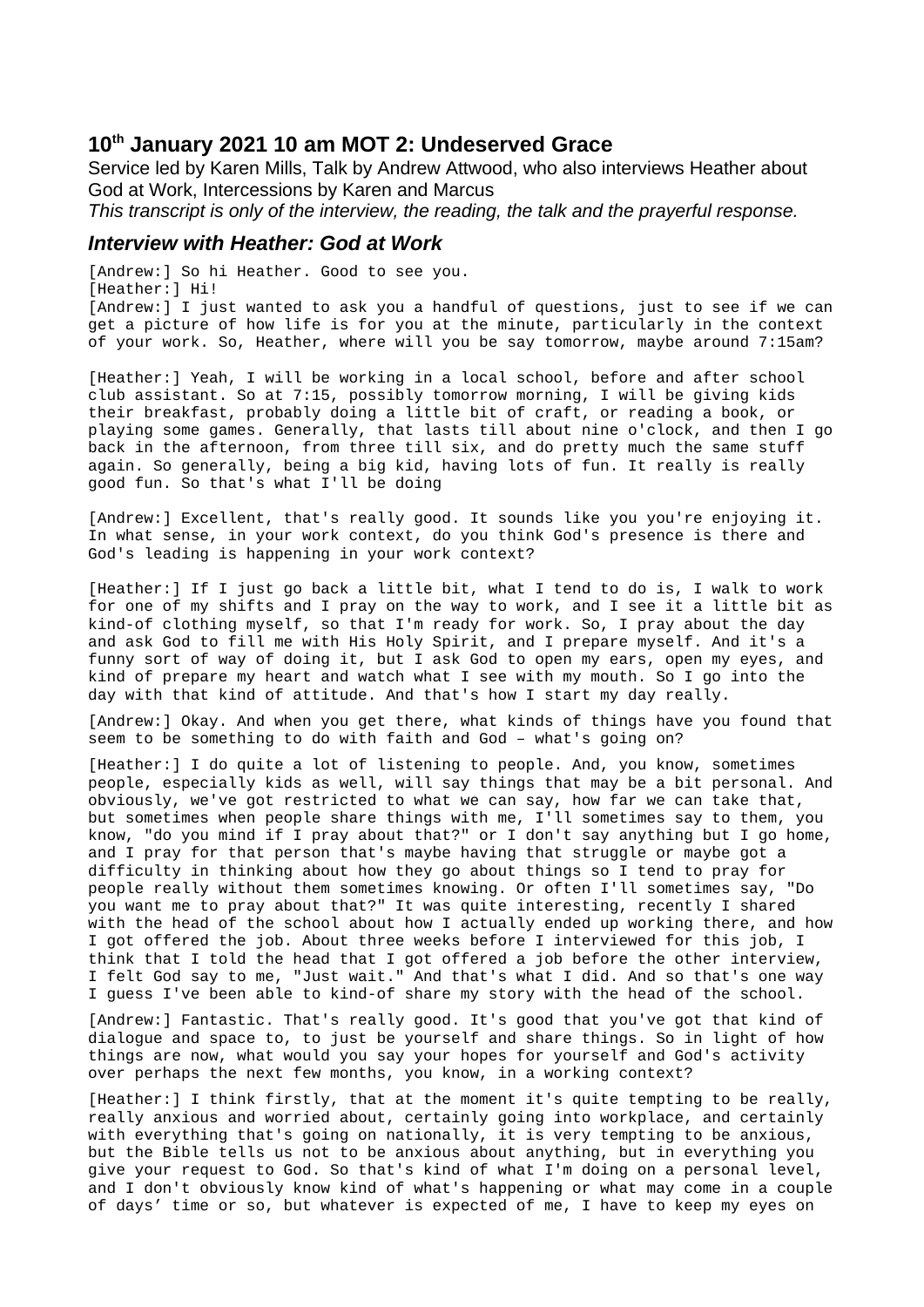## 10th January 2021 10 am MOT 2: Undeserved Grace

Service led by Karen Mills, Talk by Andrew Attwood, who also interviews Heather about God at Work, Intercessions by Karen and Marcus

*This transcript is only of the interview, the reading, the talk and the prayerful response.*

### *Interview with Heather: God at Work*

[Andrew:] So hi Heather. Good to see you.

[Heather:] Hi!

[Andrew:] I just wanted to ask you a handful of questions, just to see if we can get a picture of how life is for you at the minute, particularly in the context of your work. So, Heather, where will you be say tomorrow, maybe around 7:15am?

[Heather:] Yeah, I will be working in a local school, before and after school club assistant. So at 7:15, possibly tomorrow morning, I will be giving kids their breakfast, probably doing a little bit of craft, or reading a book, or playing some games. Generally, that lasts till about nine o'clock, and then I go back in the afternoon, from three till six, and do pretty much the same stuff again. So generally, being a big kid, having lots of fun. It really is really good fun. So that's what I'll be doing

[Andrew:] Excellent, that's really good. It sounds like you you're enjoying it. In what sense, in your work context, do you think God's presence is there and God's leading is happening in your work context?

[Heather:] If I just go back a little bit, what I tend to do is, I walk to work for one of my shifts and I pray on the way to work, and I see it a little bit as kind-of clothing myself, so that I'm ready for work. So, I pray about the day and ask God to fill me with His Holy Spirit, and I prepare myself. And it's a funny sort of way of doing it, but I ask God to open my ears, open my eyes, and kind of prepare my heart and watch what I see with my mouth. So I go into the day with that kind of attitude. And that's how I start my day really.

[Andrew:] Okay. And when you get there, what kinds of things have you found that seem to be something to do with faith and God – what's going on?

[Heather:] I do quite a lot of listening to people. And, you know, sometimes people, especially kids as well, will say things that may be a bit personal. And obviously, we've got restricted to what we can say, how far we can take that, but sometimes when people share things with me, I'll sometimes say to them, you know, "do you mind if I pray about that?" or I don't say anything but I go home, and I pray for that person that's maybe having that struggle or maybe got a difficulty in thinking about how they go about things so I tend to pray for people really without them sometimes knowing. Or often I'll sometimes say, "Do you want me to pray about that?" It was quite interesting, recently I shared with the head of the school about how I actually ended up working there, and how I got offered the job. About three weeks before I interviewed for this job, I think that I told the head that I got offered a job before the other interview, I felt God say to me, "Just wait." And that's what I did. And so that's one way I guess I've been able to kind-of share my story with the head of the school.

[Andrew:] Fantastic. That's really good. It's good that you've got that kind of dialogue and space to, to just be yourself and share things. So in light of how things are now, what would you say your hopes for yourself and God's activity over perhaps the next few months, you know, in a working context?

[Heather:] I think firstly, that at the moment it's quite tempting to be really, really anxious and worried about, certainly going into workplace, and certainly with everything that's going on nationally, it is very tempting to be anxious, but the Bible tells us not to be anxious about anything, but in everything you give your request to God. So that's kind of what I'm doing on a personal level, and I don't obviously know kind of what's happening or what may come in a couple of days' time or so, but whatever is expected of me, I have to keep my eyes on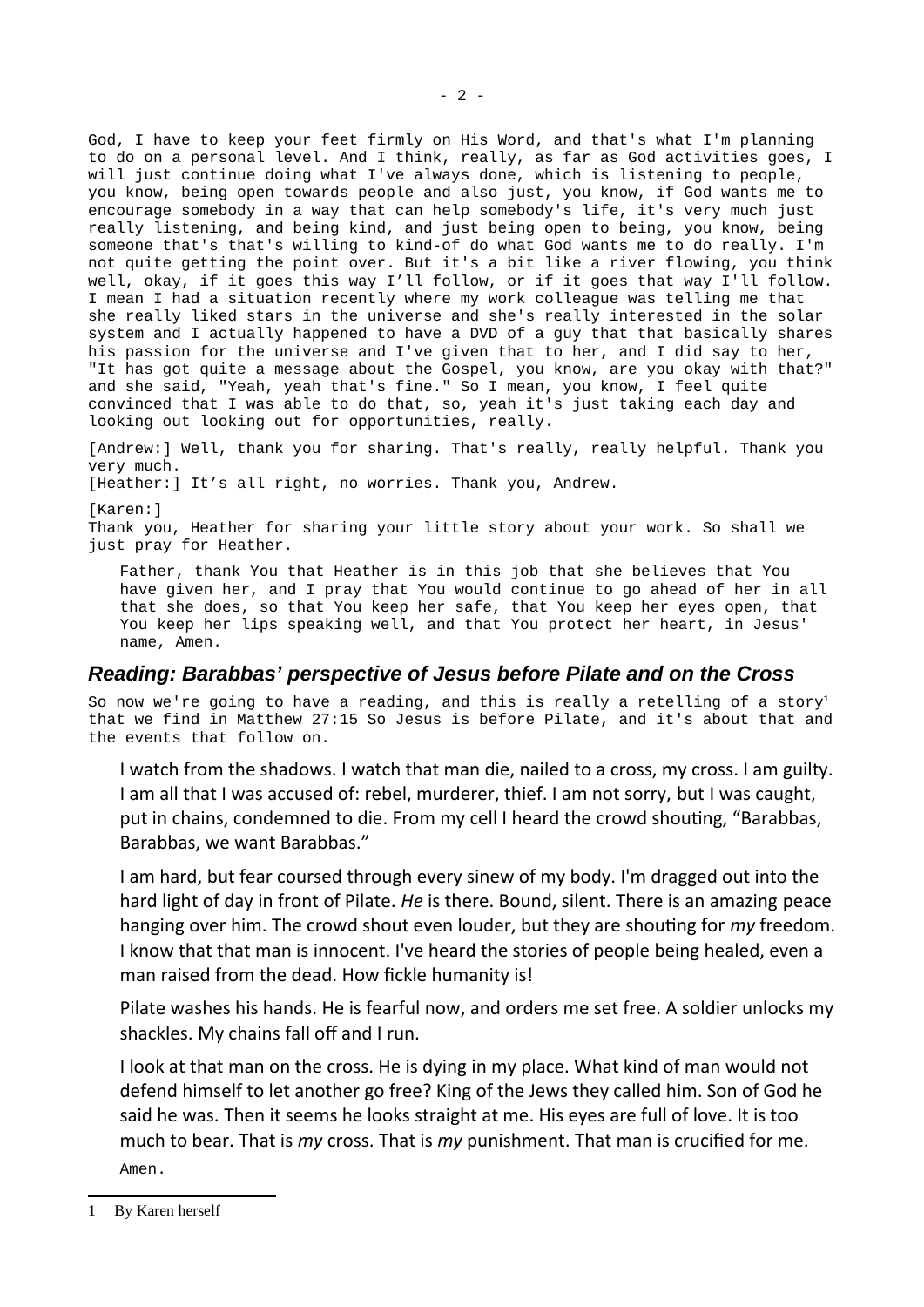God, I have to keep your feet firmly on His Word, and that's what I'm planning to do on a personal level. And I think, really, as far as God activities goes, I will just continue doing what I've always done, which is listening to people, you know, being open towards people and also just, you know, if God wants me to encourage somebody in a way that can help somebody's life, it's very much just really listening, and being kind, and just being open to being, you know, being someone that's that's willing to kind-of do what God wants me to do really. I'm not quite getting the point over. But it's a bit like a river flowing, you think well, okay, if it goes this way I'll follow, or if it goes that way I'll follow. I mean I had a situation recently where my work colleague was telling me that she really liked stars in the universe and she's really interested in the solar system and I actually happened to have a DVD of a guy that that basically shares his passion for the universe and I've given that to her, and I did say to her, "It has got quite a message about the Gospel, you know, are you okay with that?" and she said, "Yeah, yeah that's fine." So I mean, you know, I feel quite convinced that I was able to do that, so, yeah it's just taking each day and looking out looking out for opportunities, really.

[Andrew:] Well, thank you for sharing. That's really, really helpful. Thank you very much.
[Heather:] It's all right, no worries. Thank you, Andrew.

[Karen:]
Thank you, Heather for sharing your little story about your work. So shall we just pray for Heather.

> Father, thank You that Heather is in this job that she believes that You have given her, and I pray that You would continue to go ahead of her in all that she does, so that You keep her safe, that You keep her eyes open, that You keep her lips speaking well, and that You protect her heart, in Jesus' name, Amen.

## Reading: Barabbas' perspective of Jesus before Pilate and on the Cross

So now we're going to have a reading, and this is really a retelling of a story[1] that we find in Matthew 27:15 So Jesus is before Pilate, and it's about that and the events that follow on.

> I watch from the shadows. I watch that man die, nailed to a cross, my cross. I am guilty. I am all that I was accused of: rebel, murderer, thief. I am not sorry, but I was caught, put in chains, condemned to die. From my cell I heard the crowd shouting, "Barabbas, Barabbas, we want Barabbas."
>
> I am hard, but fear coursed through every sinew of my body. I'm dragged out into the hard light of day in front of Pilate. *He* is there. Bound, silent. There is an amazing peace hanging over him. The crowd shout even louder, but they are shouting for *my* freedom. I know that that man is innocent. I've heard the stories of people being healed, even a man raised from the dead. How fickle humanity is!
>
> Pilate washes his hands. He is fearful now, and orders me set free. A soldier unlocks my shackles. My chains fall off and I run.
>
> I look at that man on the cross. He is dying in my place. What kind of man would not defend himself to let another go free? King of the Jews they called him. Son of God he said he was. Then it seems he looks straight at me. His eyes are full of love. It is too much to bear. That is *my* cross. That is *my* punishment. That man is crucified for me.
>
> Amen.

[1] By Karen herself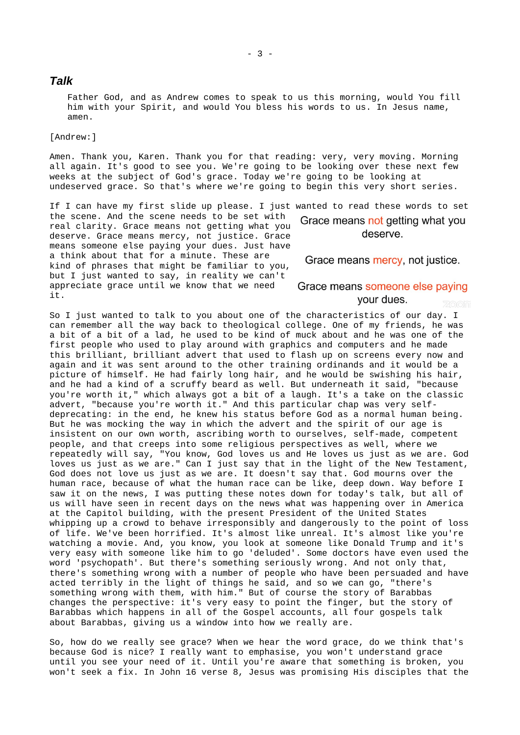### *Talk*

Father God, and as Andrew comes to speak to us this morning, would You fill him with your Spirit, and would You bless his words to us. In Jesus name, amen.

[Andrew:]

Amen. Thank you, Karen. Thank you for that reading: very, very moving. Morning all again. It's good to see you. We're going to be looking over these next few weeks at the subject of God's grace. Today we're going to be looking at undeserved grace. So that's where we're going to begin this very short series.

If I can have my first slide up please. I just wanted to read these words to set the scene. And the scene needs to be set with real clarity. Grace means not getting what you deserve. Grace means mercy, not justice. Grace means someone else paying your dues. Just have a think about that for a minute. These are kind of phrases that might be familiar to you, but I just wanted to say, in reality we can't appreciate grace until we know that we need it.

Grace means not getting what you deserve.

Grace means mercy, not justice.

Grace means someone else paying your dues.

So I just wanted to talk to you about one of the characteristics of our day. I can remember all the way back to theological college. One of my friends, he was a bit of a bit of a lad, he used to be kind of muck about and he was one of the first people who used to play around with graphics and computers and he made this brilliant, brilliant advert that used to flash up on screens every now and again and it was sent around to the other training ordinands and it would be a picture of himself. He had fairly long hair, and he would be swishing his hair, and he had a kind of a scruffy beard as well. But underneath it said, "because you're worth it," which always got a bit of a laugh. It's a take on the classic advert, "because you're worth it." And this particular chap was very self-deprecating: in the end, he knew his status before God as a normal human being. But he was mocking the way in which the advert and the spirit of our age is insistent on our own worth, ascribing worth to ourselves, self-made, competent people, and that creeps into some religious perspectives as well, where we repeatedly will say, "You know, God loves us and He loves us just as we are. God loves us just as we are." Can I just say that in the light of the New Testament, God does not love us just as we are. It doesn't say that. God mourns over the human race, because of what the human race can be like, deep down. Way before I saw it on the news, I was putting these notes down for today's talk, but all of us will have seen in recent days on the news what was happening over in America at the Capitol building, with the present President of the United States whipping up a crowd to behave irresponsibly and dangerously to the point of loss of life. We've been horrified. It's almost like unreal. It's almost like you're watching a movie. And, you know, you look at someone like Donald Trump and it's very easy with someone like him to go 'deluded'. Some doctors have even used the word 'psychopath'. But there's something seriously wrong. And not only that, there's something wrong with a number of people who have been persuaded and have acted terribly in the light of things he said, and so we can go, "there's something wrong with them, with him." But of course the story of Barabbas changes the perspective: it's very easy to point the finger, but the story of Barabbas which happens in all of the Gospel accounts, all four gospels talk about Barabbas, giving us a window into how we really are.

So, how do we really see grace? When we hear the word grace, do we think that's because God is nice? I really want to emphasise, you won't understand grace until you see your need of it. Until you're aware that something is broken, you won't seek a fix. In John 16 verse 8, Jesus was promising His disciples that the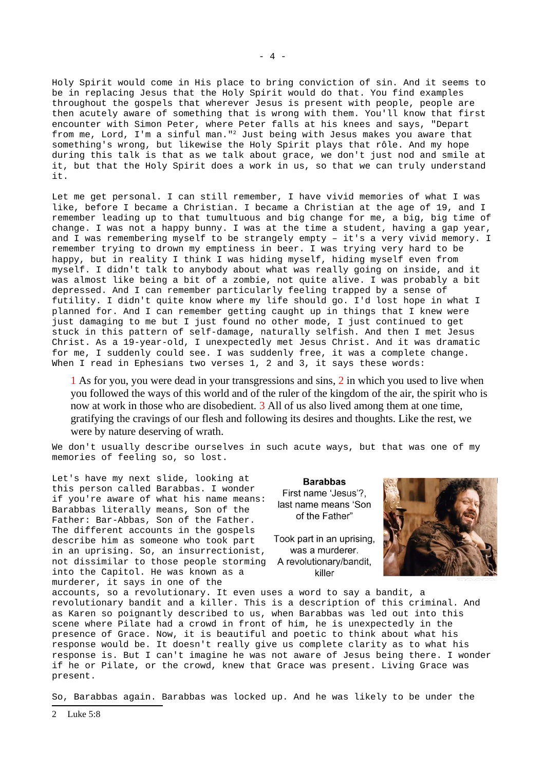Holy Spirit would come in His place to bring conviction of sin. And it seems to be in replacing Jesus that the Holy Spirit would do that. You find examples throughout the gospels that wherever Jesus is present with people, people are then acutely aware of something that is wrong with them. You'll know that first encounter with Simon Peter, where Peter falls at his knees and says, "Depart from me, Lord, I'm a sinful man."[2] Just being with Jesus makes you aware that something's wrong, but likewise the Holy Spirit plays that rôle. And my hope during this talk is that as we talk about grace, we don't just nod and smile at it, but that the Holy Spirit does a work in us, so that we can truly understand it.

Let me get personal. I can still remember, I have vivid memories of what I was like, before I became a Christian. I became a Christian at the age of 19, and I remember leading up to that tumultuous and big change for me, a big, big time of change. I was not a happy bunny. I was at the time a student, having a gap year, and I was remembering myself to be strangely empty – it's a very vivid memory. I remember trying to drown my emptiness in beer. I was trying very hard to be happy, but in reality I think I was hiding myself, hiding myself even from myself. I didn't talk to anybody about what was really going on inside, and it was almost like being a bit of a zombie, not quite alive. I was probably a bit depressed. And I can remember particularly feeling trapped by a sense of futility. I didn't quite know where my life should go. I'd lost hope in what I planned for. And I can remember getting caught up in things that I knew were just damaging to me but I just found no other mode, I just continued to get stuck in this pattern of self-damage, naturally selfish. And then I met Jesus Christ. As a 19-year-old, I unexpectedly met Jesus Christ. And it was dramatic for me, I suddenly could see. I was suddenly free, it was a complete change. When I read in Ephesians two verses 1, 2 and 3, it says these words:

> 1 As for you, you were dead in your transgressions and sins, 2 in which you used to live when you followed the ways of this world and of the ruler of the kingdom of the air, the spirit who is now at work in those who are disobedient. 3 All of us also lived among them at one time, gratifying the cravings of our flesh and following its desires and thoughts. Like the rest, we were by nature deserving of wrath.

We don't usually describe ourselves in such acute ways, but that was one of my memories of feeling so, so lost.

**Barabbas**
First name 'Jesus'?, last name means 'Son of the Father"

Took part in an uprising, was a murderer.
A revolutionary/bandit, killer

Let's have my next slide, looking at this person called Barabbas. I wonder if you're aware of what his name means: Barabbas literally means, Son of the Father: Bar-Abbas, Son of the Father. The different accounts in the gospels describe him as someone who took part in an uprising. So, an insurrectionist, not dissimilar to those people storming into the Capitol. He was known as a murderer, it says in one of the accounts, so a revolutionary. It even uses a word to say a bandit, a revolutionary bandit and a killer. This is a description of this criminal. And as Karen so poignantly described to us, when Barabbas was led out into this scene where Pilate had a crowd in front of him, he is unexpectedly in the presence of Grace. Now, it is beautiful and poetic to think about what his response would be. It doesn't really give us complete clarity as to what his response is. But I can't imagine he was not aware of Jesus being there. I wonder if he or Pilate, or the crowd, knew that Grace was present. Living Grace was present.

So, Barabbas again. Barabbas was locked up. And he was likely to be under the

---

2 Luke 5:8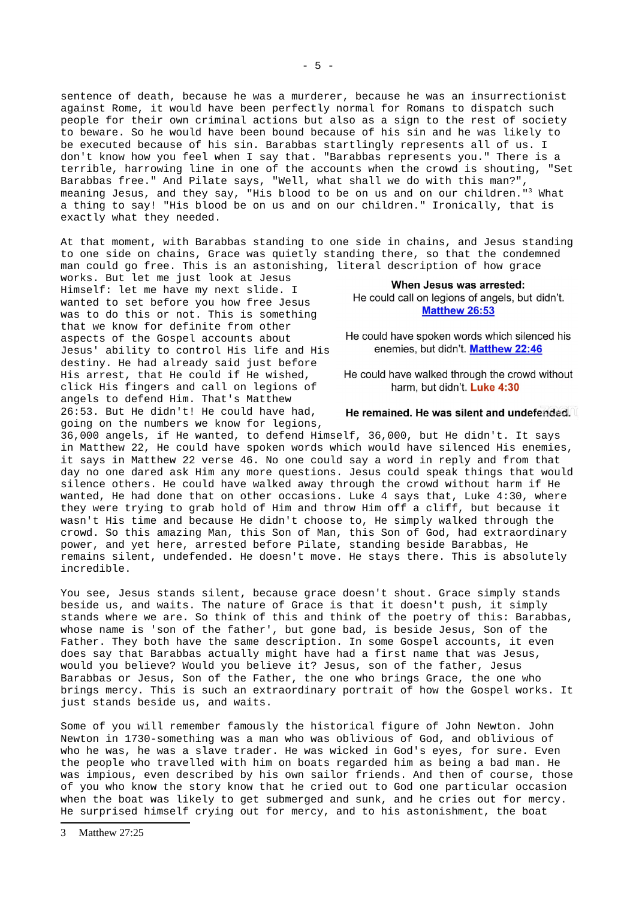sentence of death, because he was a murderer, because he was an insurrectionist against Rome, it would have been perfectly normal for Romans to dispatch such people for their own criminal actions but also as a sign to the rest of society to beware. So he would have been bound because of his sin and he was likely to be executed because of his sin. Barabbas startlingly represents all of us. I don't know how you feel when I say that. "Barabbas represents you." There is a terrible, harrowing line in one of the accounts when the crowd is shouting, "Set Barabbas free." And Pilate says, "Well, what shall we do with this man?", meaning Jesus, and they say, "His blood to be on us and on our children."[3] What a thing to say! "His blood be on us and on our children." Ironically, that is exactly what they needed.

At that moment, with Barabbas standing to one side in chains, and Jesus standing to one side on chains, Grace was quietly standing there, so that the condemned man could go free. This is an astonishing, literal description of how grace works. But let me just look at Jesus Himself: let me have my next slide. I wanted to set before you how free Jesus was to do this or not. This is something that we know for definite from other aspects of the Gospel accounts about Jesus' ability to control His life and His destiny. He had already said just before His arrest, that He could if He wished, click His fingers and call on legions of angels to defend Him. That's Matthew 26:53. But He didn't! He could have had, going on the numbers we know for legions, 36,000 angels, if He wanted, to defend Himself, 36,000, but He didn't. It says in Matthew 22, He could have spoken words which would have silenced His enemies, it says in Matthew 22 verse 46. No one could say a word in reply and from that day no one dared ask Him any more questions. Jesus could speak things that would silence others. He could have walked away through the crowd without harm if He wanted, He had done that on other occasions. Luke 4 says that, Luke 4:30, where they were trying to grab hold of Him and throw Him off a cliff, but because it wasn't His time and because He didn't choose to, He simply walked through the crowd. So this amazing Man, this Son of Man, this Son of God, had extraordinary power, and yet here, arrested before Pilate, standing beside Barabbas, He remains silent, undefended. He doesn't move. He stays there. This is absolutely incredible.

> **When Jesus was arrested:**
> He could call on legions of angels, but didn't. Matthew 26:53
>
> He could have spoken words which silenced his enemies, but didn't. Matthew 22:46
>
> He could have walked through the crowd without harm, but didn't. Luke 4:30
>
> **He remained. He was silent and undefended.**

You see, Jesus stands silent, because grace doesn't shout. Grace simply stands beside us, and waits. The nature of Grace is that it doesn't push, it simply stands where we are. So think of this and think of the poetry of this: Barabbas, whose name is 'son of the father', but gone bad, is beside Jesus, Son of the Father. They both have the same description. In some Gospel accounts, it even does say that Barabbas actually might have had a first name that was Jesus, would you believe? Would you believe it? Jesus, son of the father, Jesus Barabbas or Jesus, Son of the Father, the one who brings Grace, the one who brings mercy. This is such an extraordinary portrait of how the Gospel works. It just stands beside us, and waits.

Some of you will remember famously the historical figure of John Newton. John Newton in 1730-something was a man who was oblivious of God, and oblivious of who he was, he was a slave trader. He was wicked in God's eyes, for sure. Even the people who travelled with him on boats regarded him as being a bad man. He was impious, even described by his own sailor friends. And then of course, those of you who know the story know that he cried out to God one particular occasion when the boat was likely to get submerged and sunk, and he cries out for mercy. He surprised himself crying out for mercy, and to his astonishment, the boat

---

3 Matthew 27:25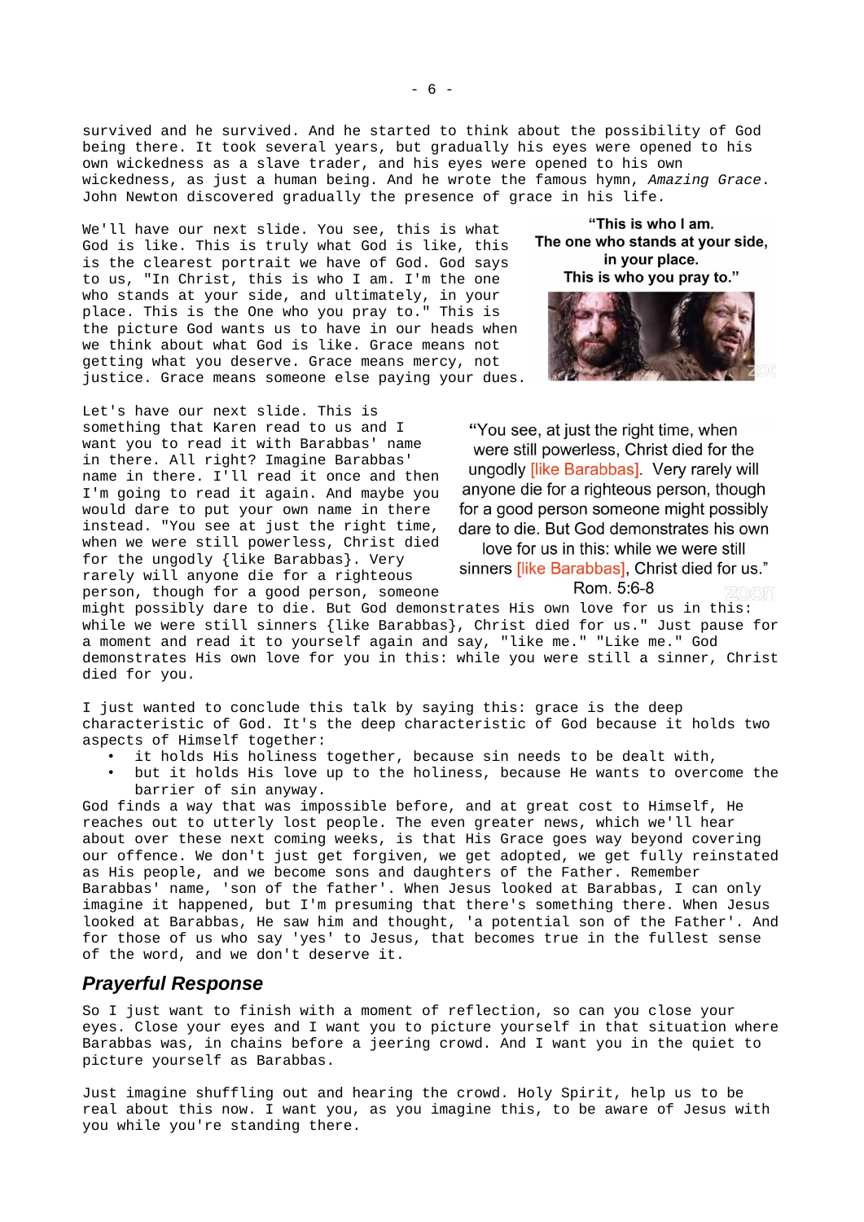survived and he survived. And he started to think about the possibility of God being there. It took several years, but gradually his eyes were opened to his own wickedness as a slave trader, and his eyes were opened to his own wickedness, as just a human being. And he wrote the famous hymn, *Amazing Grace*. John Newton discovered gradually the presence of grace in his life.

We'll have our next slide. You see, this is what God is like. This is truly what God is like, this is the clearest portrait we have of God. God says to us, "In Christ, this is who I am. I'm the one who stands at your side, and ultimately, in your place. This is the One who you pray to." This is the picture God wants us to have in our heads when we think about what God is like. Grace means not getting what you deserve. Grace means mercy, not justice. Grace means someone else paying your dues.

**"This is who I am. The one who stands at your side, in your place. This is who you pray to."**

Let's have our next slide. This is something that Karen read to us and I want you to read it with Barabbas' name in there. All right? Imagine Barabbas' name in there. I'll read it once and then I'm going to read it again. And maybe you would dare to put your own name in there instead. "You see at just the right time, when we were still powerless, Christ died for the ungodly {like Barabbas}. Very rarely will anyone die for a righteous person, though for a good person, someone might possibly dare to die. But God demonstrates His own love for us in this: while we were still sinners {like Barabbas}, Christ died for us." Just pause for a moment and read it to yourself again and say, "like me." "Like me." God demonstrates His own love for you in this: while you were still a sinner, Christ died for you.

"You see, at just the right time, when were still powerless, Christ died for the ungodly [like Barabbas]. Very rarely will anyone die for a righteous person, though for a good person someone might possibly dare to die. But God demonstrates his own love for us in this: while we were still sinners [like Barabbas], Christ died for us."
Rom. 5:6-8

I just wanted to conclude this talk by saying this: grace is the deep characteristic of God. It's the deep characteristic of God because it holds two aspects of Himself together:

- it holds His holiness together, because sin needs to be dealt with,
- but it holds His love up to the holiness, because He wants to overcome the barrier of sin anyway.

God finds a way that was impossible before, and at great cost to Himself, He reaches out to utterly lost people. The even greater news, which we'll hear about over these next coming weeks, is that His Grace goes way beyond covering our offence. We don't just get forgiven, we get adopted, we get fully reinstated as His people, and we become sons and daughters of the Father. Remember Barabbas' name, 'son of the father'. When Jesus looked at Barabbas, I can only imagine it happened, but I'm presuming that there's something there. When Jesus looked at Barabbas, He saw him and thought, 'a potential son of the Father'. And for those of us who say 'yes' to Jesus, that becomes true in the fullest sense of the word, and we don't deserve it.

## *Prayerful Response*

So I just want to finish with a moment of reflection, so can you close your eyes. Close your eyes and I want you to picture yourself in that situation where Barabbas was, in chains before a jeering crowd. And I want you in the quiet to picture yourself as Barabbas.

Just imagine shuffling out and hearing the crowd. Holy Spirit, help us to be real about this now. I want you, as you imagine this, to be aware of Jesus with you while you're standing there.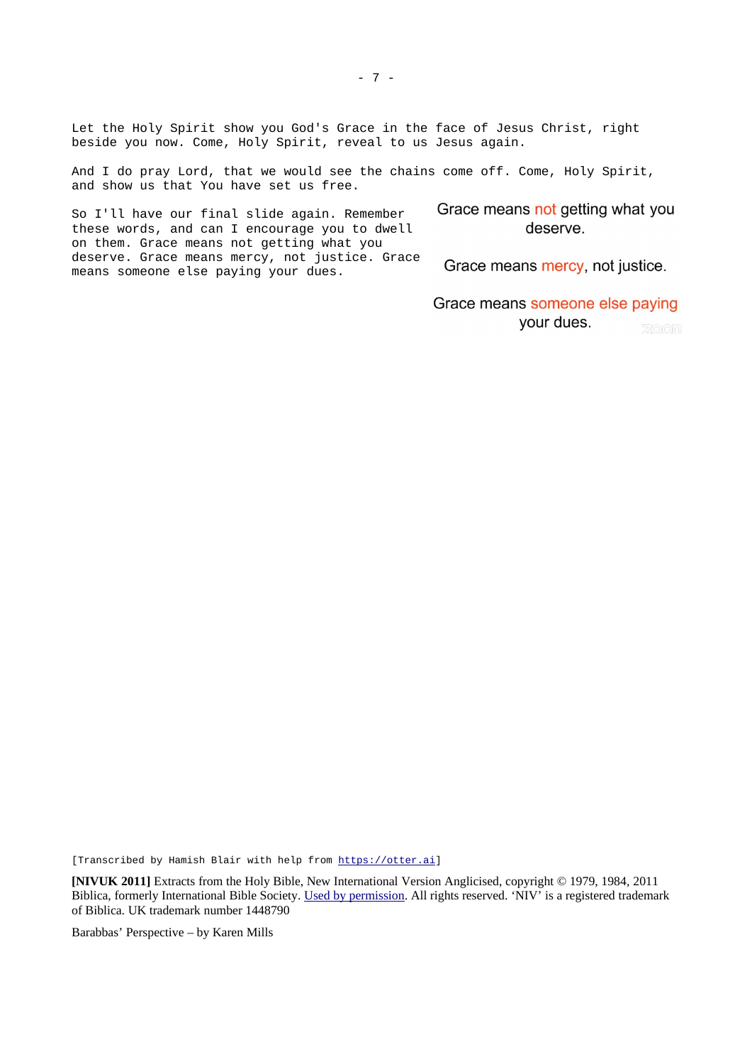Let the Holy Spirit show you God's Grace in the face of Jesus Christ, right beside you now. Come, Holy Spirit, reveal to us Jesus again.

And I do pray Lord, that we would see the chains come off. Come, Holy Spirit, and show us that You have set us free.

So I'll have our final slide again. Remember these words, and can I encourage you to dwell on them. Grace means not getting what you deserve. Grace means mercy, not justice. Grace means someone else paying your dues.

Grace means not getting what you deserve.

Grace means mercy, not justice.

Grace means someone else paying your dues.

[Transcribed by Hamish Blair with help from https://otter.ai]

**[NIVUK 2011]** Extracts from the Holy Bible, New International Version Anglicised, copyright © 1979, 1984, 2011 Biblica, formerly International Bible Society. Used by permission. All rights reserved. 'NIV' is a registered trademark of Biblica. UK trademark number 1448790

Barabbas' Perspective – by Karen Mills